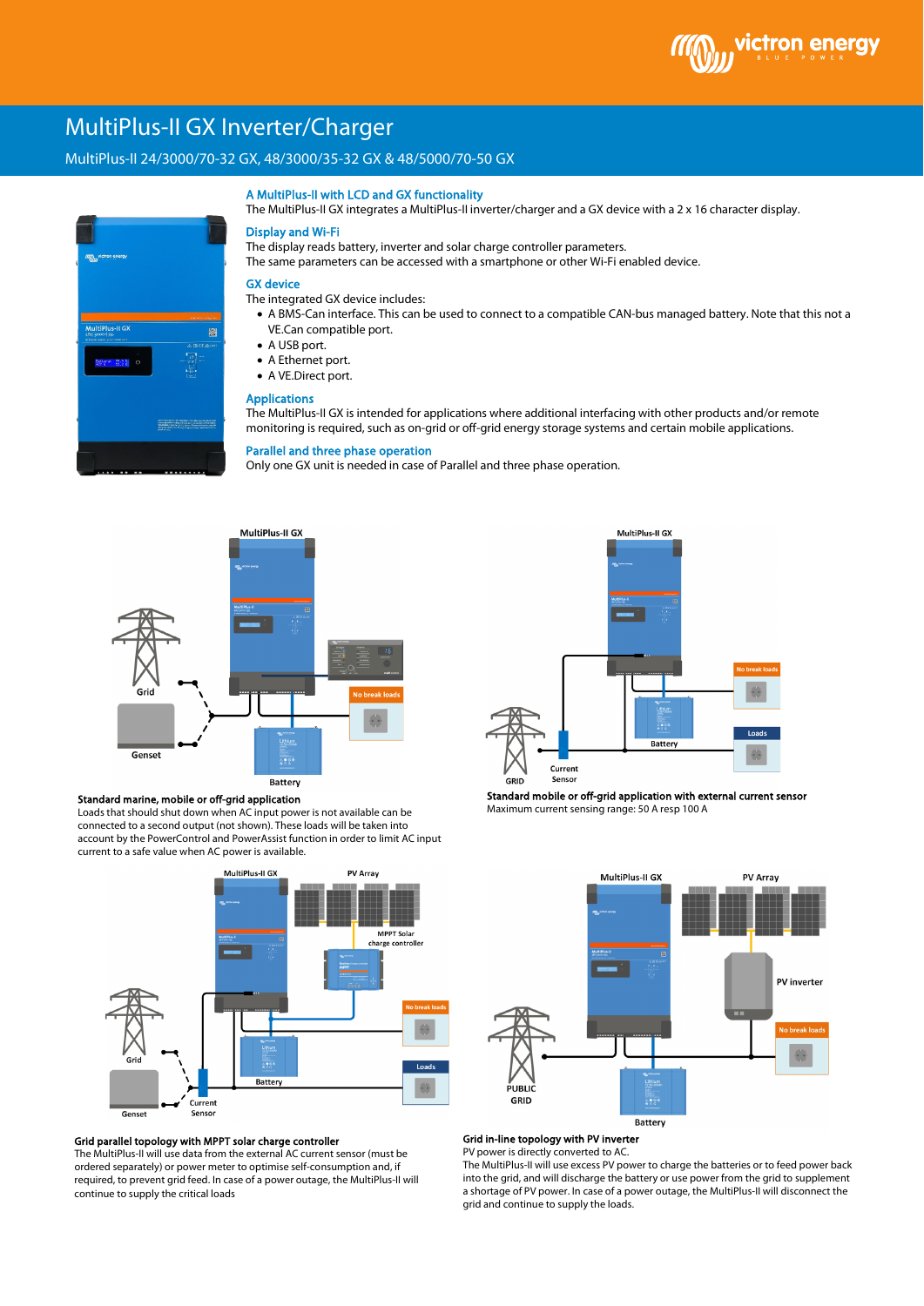# MultiPlus-II GX Inverter/Charger

MultiPlus-II 24/3000/70-32 GX, 48/3000/35-32 GX & 48/5000/70-50 GX

### A MultiPlus-II with LCD and GX functionality

The MultiPlus-II GX integrates a MultiPlus-II inverter/charger and a GX device with a 2 x 16 character display.

### Display and Wi-Fi

The display reads battery, inverter and solar charge controller parameters.
The same parameters can be accessed with a smartphone or other Wi-Fi enabled device.

### GX device

The integrated GX device includes:

- A BMS-Can interface. This can be used to connect to a compatible CAN-bus managed battery. Note that this not a VE.Can compatible port.
- A USB port.
- A Ethernet port.
- A VE.Direct port.

### Applications

The MultiPlus-II GX is intended for applications where additional interfacing with other products and/or remote monitoring is required, such as on-grid or off-grid energy storage systems and certain mobile applications.

### Parallel and three phase operation

Only one GX unit is needed in case of Parallel and three phase operation.

**Standard marine, mobile or off-grid application**
Loads that should shut down when AC input power is not available can be connected to a second output (not shown). These loads will be taken into account by the PowerControl and PowerAssist function in order to limit AC input current to a safe value when AC power is available.

**Standard mobile or off-grid application with external current sensor**
Maximum current sensing range: 50 A resp 100 A

**Grid parallel topology with MPPT solar charge controller**
The MultiPlus-II will use data from the external AC current sensor (must be ordered separately) or power meter to optimise self-consumption and, if required, to prevent grid feed. In case of a power outage, the MultiPlus-II will continue to supply the critical loads

**Grid in-line topology with PV inverter**
PV power is directly converted to AC.
The MultiPlus-II will use excess PV power to charge the batteries or to feed power back into the grid, and will discharge the battery or use power from the grid to supplement a shortage of PV power. In case of a power outage, the MultiPlus-II will disconnect the grid and continue to supply the loads.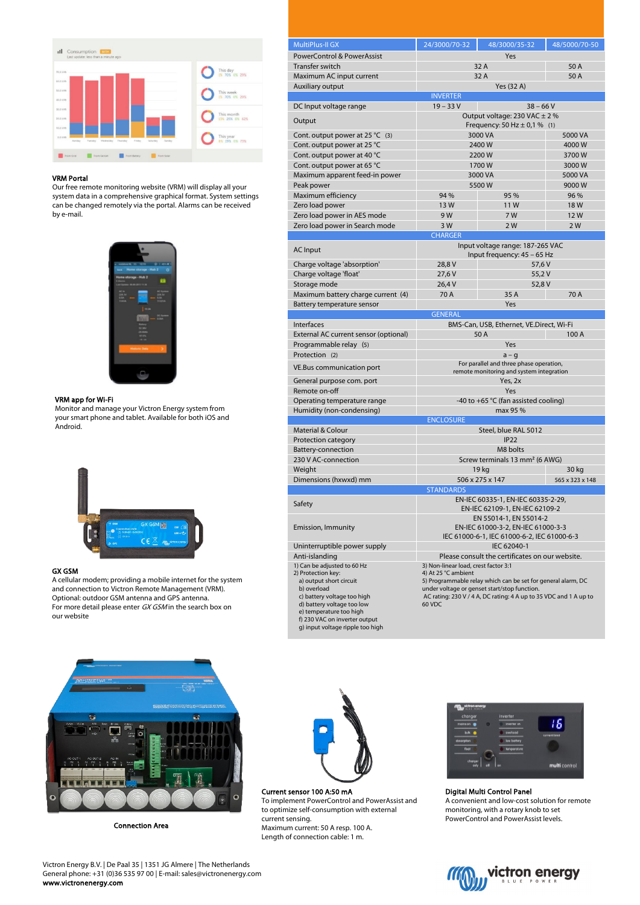### VRM Portal
Our free remote monitoring website (VRM) will display all your system data in a comprehensive graphical format. System settings can be changed remotely via the portal. Alarms can be received by e-mail.

### VRM app for Wi-Fi
Monitor and manage your Victron Energy system from your smart phone and tablet. Available for both iOS and Android.

### GX GSM
A cellular modem; providing a mobile internet for the system and connection to Victron Remote Management (VRM).
Optional: outdoor GSM antenna and GPS antenna.
For more detail please enter *GX GSM* in the search box on our website

| MultiPlus-II GX | 24/3000/70-32 | 48/3000/35-32 | 48/5000/70-50 |
|---|---|---|---|
| PowerControl & PowerAssist | Yes | | |
| Transfer switch | 32 A | | 50 A |
| Maximum AC input current | 32 A | | 50 A |
| Auxiliary output | Yes (32 A) | | |
| **INVERTER** | | | |
| DC Input voltage range | 19 – 33 V | 38 – 66 V | |
| Output | Output voltage: 230 VAC ± 2 %<br>Frequency: 50 Hz ± 0,1 % (1) | | |
| Cont. output power at 25 °C (3) | 3000 VA | | 5000 VA |
| Cont. output power at 25 °C | 2400 W | | 4000 W |
| Cont. output power at 40 °C | 2200 W | | 3700 W |
| Cont. output power at 65 °C | 1700 W | | 3000 W |
| Maximum apparent feed-in power | 3000 VA | | 5000 VA |
| Peak power | 5500 W | | 9000 W |
| Maximum efficiency | 94 % | 95 % | 96 % |
| Zero load power | 13 W | 11 W | 18 W |
| Zero load power in AES mode | 9 W | 7 W | 12 W |
| Zero load power in Search mode | 3 W | 2 W | 2 W |
| **CHARGER** | | | |
| AC Input | Input voltage range: 187-265 VAC<br>Input frequency: 45 – 65 Hz | | |
| Charge voltage 'absorption' | 28,8 V | 57,6 V | |
| Charge voltage 'float' | 27,6 V | 55,2 V | |
| Storage mode | 26,4 V | 52,8 V | |
| Maximum battery charge current (4) | 70 A | 35 A | 70 A |
| Battery temperature sensor | Yes | | |
| **GENERAL** | | | |
| Interfaces | BMS-Can, USB, Ethernet, VE.Direct, Wi-Fi | | |
| External AC current sensor (optional) | 50 A | | 100 A |
| Programmable relay (5) | Yes | | |
| Protection (2) | a – g | | |
| VE.Bus communication port | For parallel and three phase operation, remote monitoring and system integration | | |
| General purpose com. port | Yes, 2x | | |
| Remote on-off | Yes | | |
| Operating temperature range | -40 to +65 °C (fan assisted cooling) | | |
| Humidity (non-condensing) | max 95 % | | |
| **ENCLOSURE** | | | |
| Material & Colour | Steel, blue RAL 5012 | | |
| Protection category | IP22 | | |
| Battery-connection | M8 bolts | | |
| 230 V AC-connection | Screw terminals 13 mm² (6 AWG) | | |
| Weight | 19 kg | | 30 kg |
| Dimensions (hxwxd) mm | 506 x 275 x 147 | | 565 x 323 x 148 |
| **STANDARDS** | | | |
| Safety | EN-IEC 60335-1, EN-IEC 60335-2-29,<br>EN-IEC 62109-1, EN-IEC 62109-2 | | |
| Emission, Immunity | EN 55014-1, EN 55014-2<br>EN-IEC 61000-3-2, EN-IEC 61000-3-3<br>IEC 61000-6-1, IEC 61000-6-2, IEC 61000-6-3 | | |
| Uninterruptible power supply | IEC 62040-1 | | |
| Anti-islanding | Please consult the certificates on our website. | | |

1) Can be adjusted to 60 Hz
2) Protection key:
a) output short circuit
b) overload
c) battery voltage too high
d) battery voltage too low
e) temperature too high
f) 230 VAC on inverter output
g) input voltage ripple too high

3) Non-linear load, crest factor 3:1
4) At 25 °C ambient
5) Programmable relay which can be set for general alarm, DC under voltage or genset start/stop function.
AC rating: 230 V / 4 A, DC rating: 4 A up to 35 VDC and 1 A up to 60 VDC

Connection Area

### Current sensor 100 A:50 mA
To implement PowerControl and PowerAssist and to optimize self-consumption with external current sensing.
Maximum current: 50 A resp. 100 A.
Length of connection cable: 1 m.

### Digital Multi Control Panel
A convenient and low-cost solution for remote monitoring, with a rotary knob to set PowerControl and PowerAssist levels.

Victron Energy B.V. | De Paal 35 | 1351 JG Almere | The Netherlands
General phone: +31 (0)36 535 97 00 | E-mail: sales@victronenergy.com
**www.victronenergy.com**